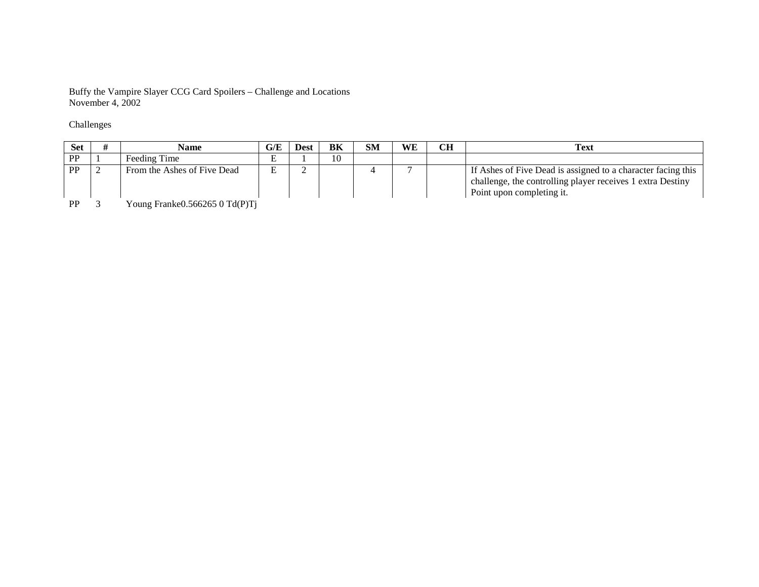Buffy the Vampire Slayer CCG Card Spoilers – Challenge and Locations
November 4, 2002

Challenges

| Set | # | Name | G/E | Dest | BK | SM | WE | CH | Text |
|---|---|---|---|---|---|---|---|---|---|
| PP | 1 | Feeding Time | E | 1 | 10 | | | | |
| PP | 2 | From the Ashes of Five Dead | E | 2 | | 4 | 7 | | If Ashes of Five Dead is assigned to a character facing this challenge, the controlling player receives 1 extra Destiny Point upon completing it. |
| PP | 3 | Young Franke0.566265 0 Td(P)Tj | | | | | | | |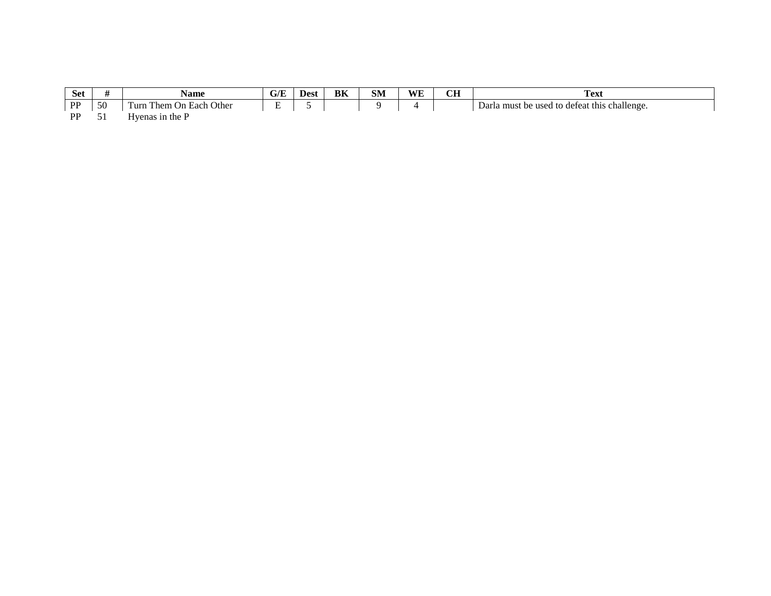| Set | # | Name | G/E | Dest | BK | SM | WE | CH | Text |
|---|---|---|---|---|---|---|---|---|---|
| PP | 50 | Turn Them On Each Other | E | 5 | | 9 | 4 | | Darla must be used to defeat this challenge. |
| PP | 51 | Hyenas in the P | | | | | | | |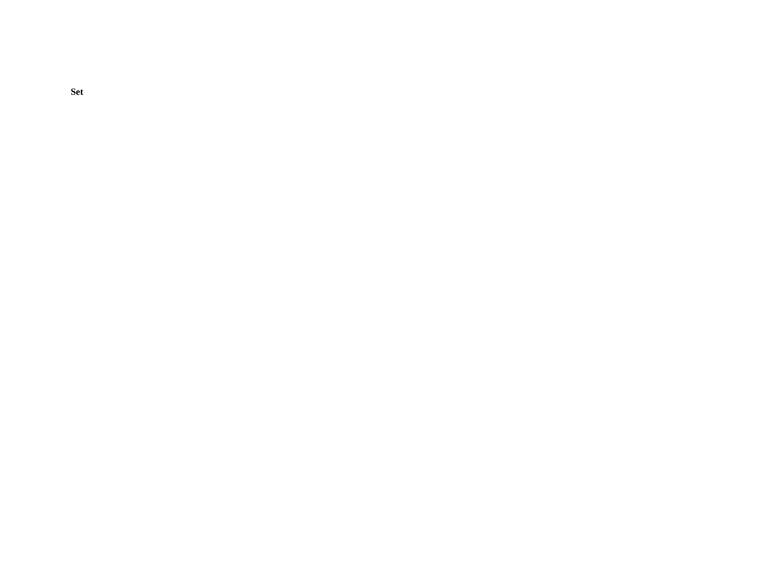**Set**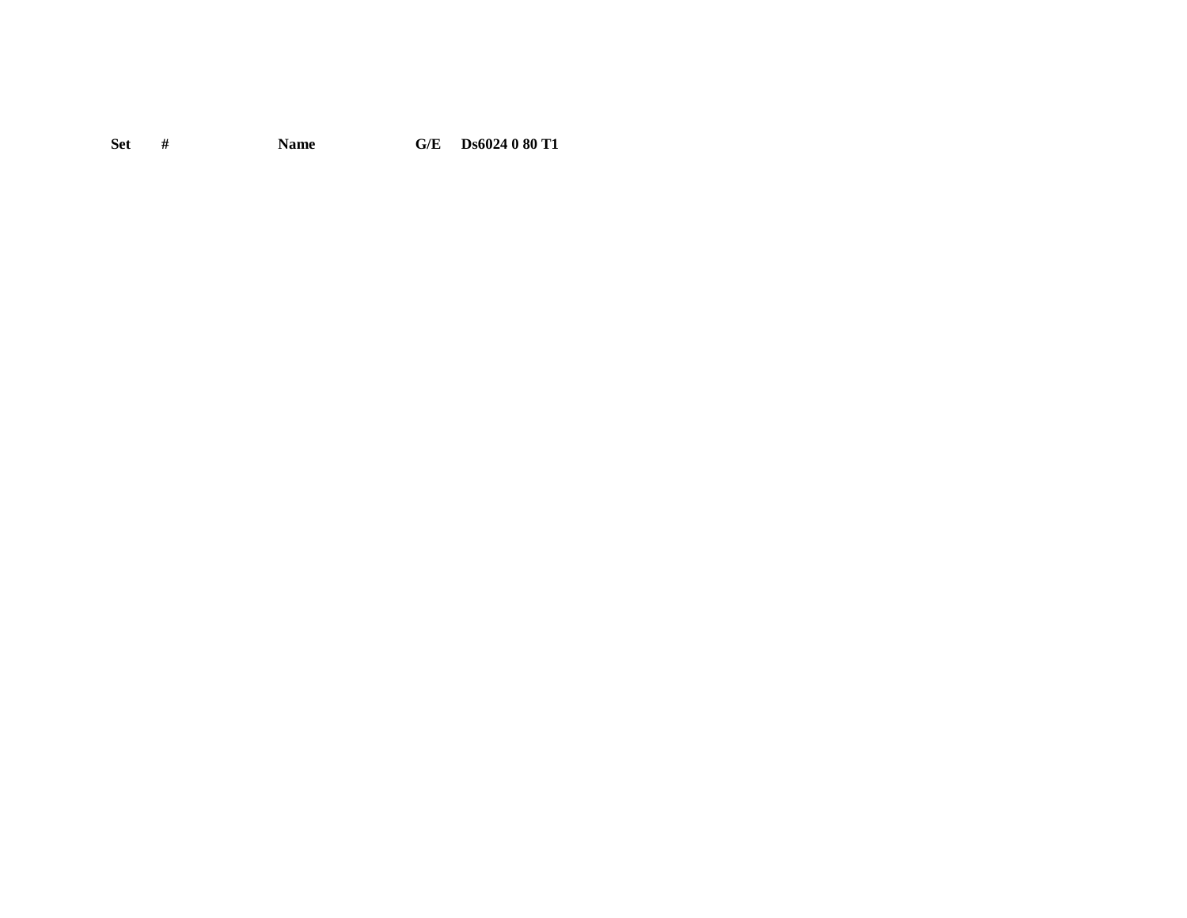| Set | # | Name | G/E | Ds6024 0 80 T1 |
| --- | --- | --- | --- | --- |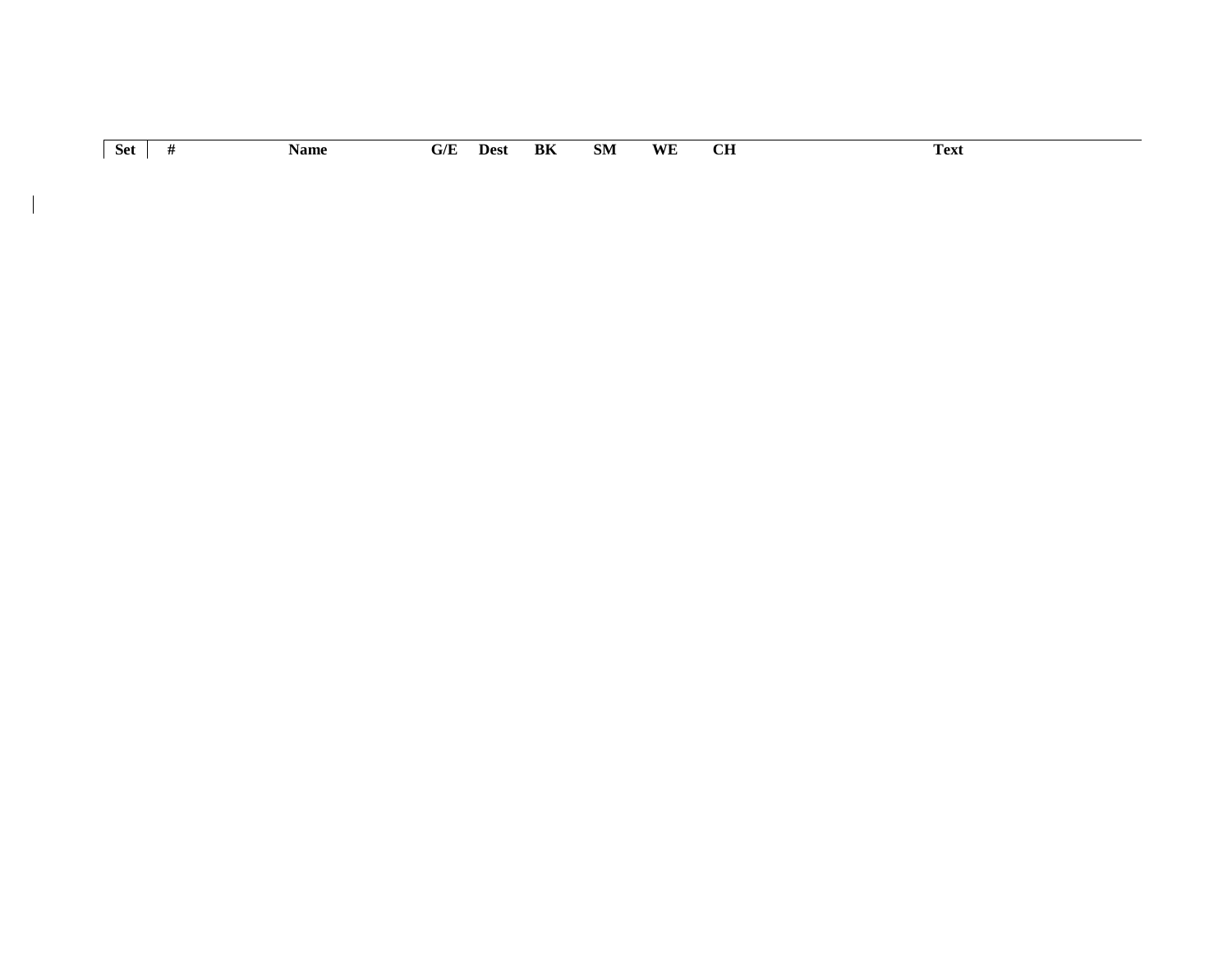| Set | # | Name | G/E | Dest | BK | SM | WE | CH | Text |
|---|---|---|---|---|---|---|---|---|---|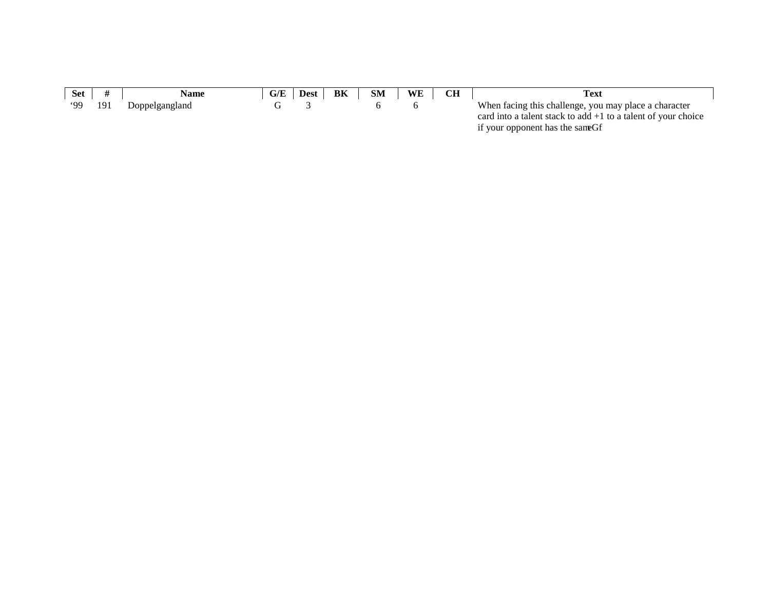| Set | # | Name | G/E | Dest | BK | SM | WE | CH | Text |
|---|---|---|---|---|---|---|---|---|---|
| '99 | 191 | Doppelgangland | G | 3 | | 6 | 6 | | When facing this challenge, you may place a character card into a talent stack to add +1 to a talent of your choice if your opponent has the sameGf |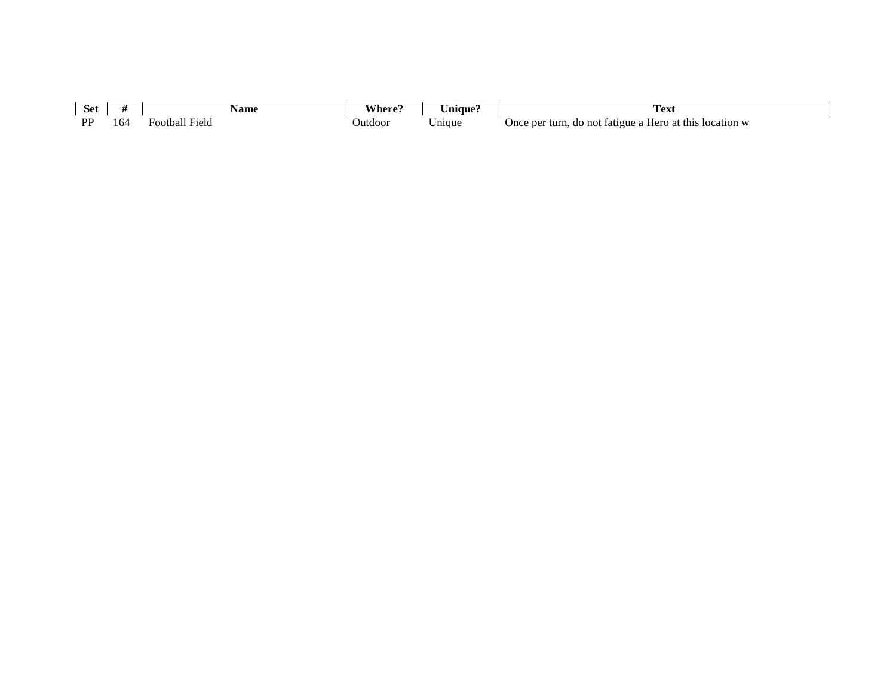| Set | # | Name | Where? | Unique? | Text |
|---|---|---|---|---|---|
| PP | 164 | Football Field | Outdoor | Unique | Once per turn, do not fatigue a Hero at this location w |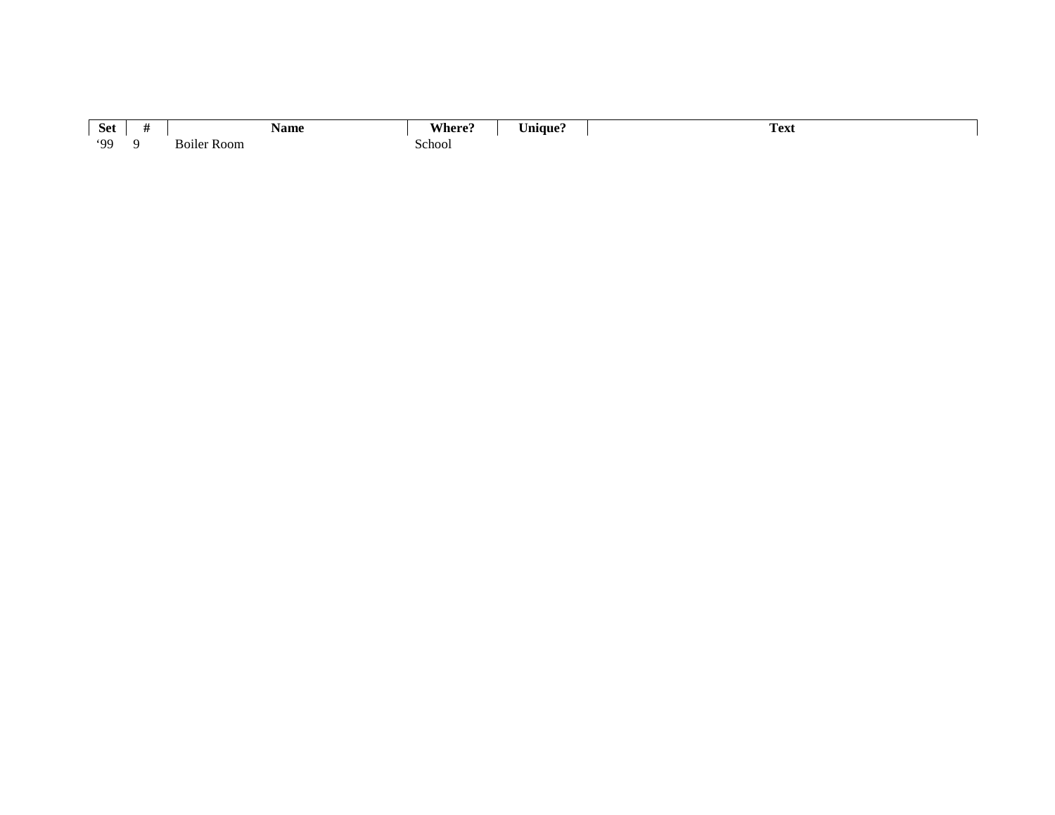| Set | # | Name | Where? | Unique? | Text |
|---|---|---|---|---|---|
| ‘99 | 9 | Boiler Room | School | | |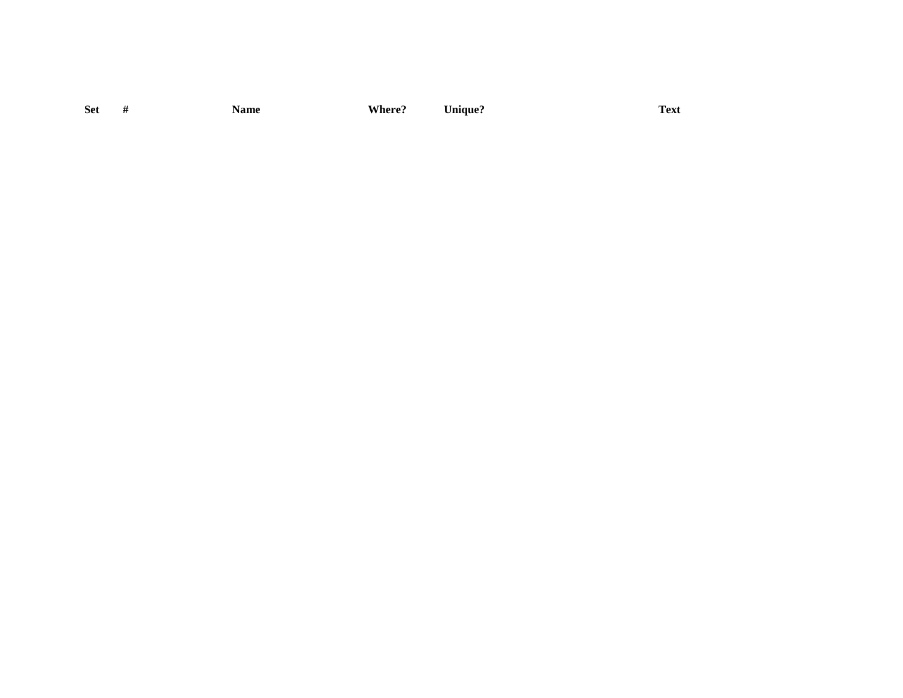| Set | # | Name | Where? | Unique? | Text |
|---|---|---|---|---|---|